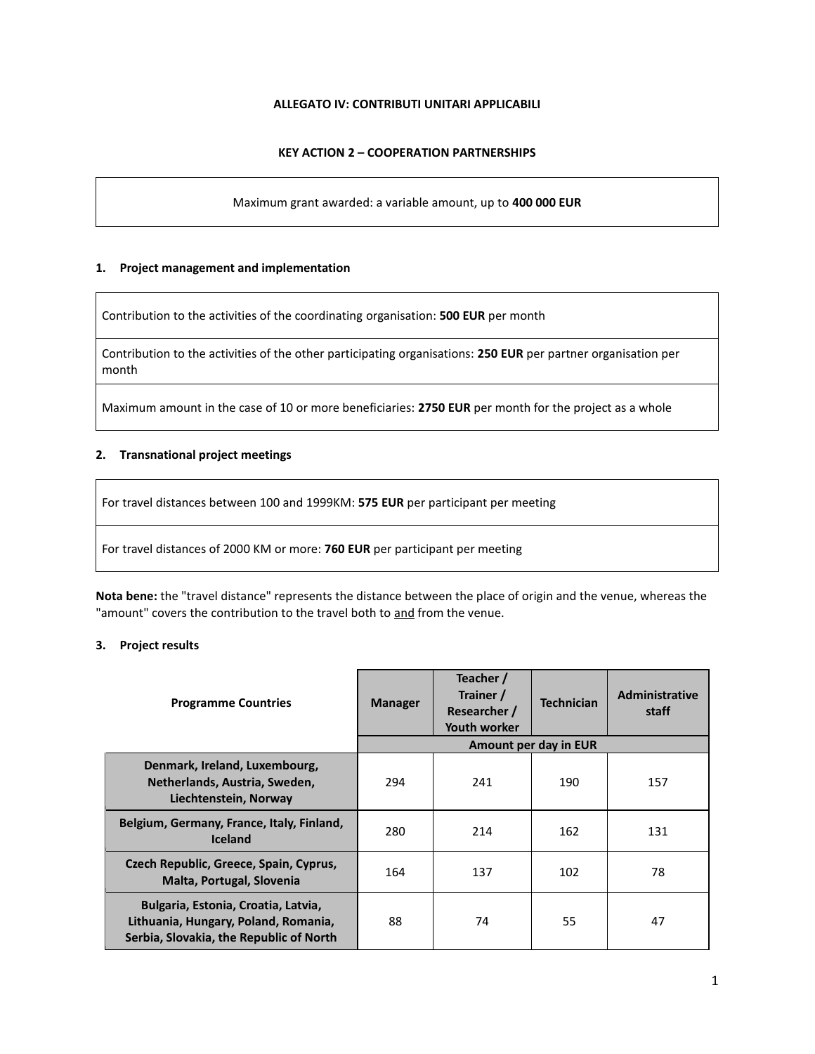**ALLEGATO IV: CONTRIBUTI UNITARI APPLICABILI**

**KEY ACTION 2 – COOPERATION PARTNERSHIPS**

| Maximum grant awarded: a variable amount, up to **400 000 EUR** |
|---|

## 1. Project management and implementation

| |
|---|
| Contribution to the activities of the coordinating organisation: **500 EUR** per month |
| Contribution to the activities of the other participating organisations: **250 EUR** per partner organisation per month |
| Maximum amount in the case of 10 or more beneficiaries: **2750 EUR** per month for the project as a whole |

## 2. Transnational project meetings

| |
|---|
| For travel distances between 100 and 1999KM: **575 EUR** per participant per meeting |
| For travel distances of 2000 KM or more: **760 EUR** per participant per meeting |

**Nota bene:** the "travel distance" represents the distance between the place of origin and the venue, whereas the "amount" covers the contribution to the travel both to and from the venue.

## 3. Project results

| **Programme Countries** | **Manager** | **Teacher / Trainer / Researcher / Youth worker** | **Technician** | **Administrative staff** |
|---|---|---|---|---|
| | **Amount per day in EUR** | | | |
| **Denmark, Ireland, Luxembourg, Netherlands, Austria, Sweden, Liechtenstein, Norway** | 294 | 241 | 190 | 157 |
| **Belgium, Germany, France, Italy, Finland, Iceland** | 280 | 214 | 162 | 131 |
| **Czech Republic, Greece, Spain, Cyprus, Malta, Portugal, Slovenia** | 164 | 137 | 102 | 78 |
| **Bulgaria, Estonia, Croatia, Latvia, Lithuania, Hungary, Poland, Romania, Serbia, Slovakia, the Republic of North** | 88 | 74 | 55 | 47 |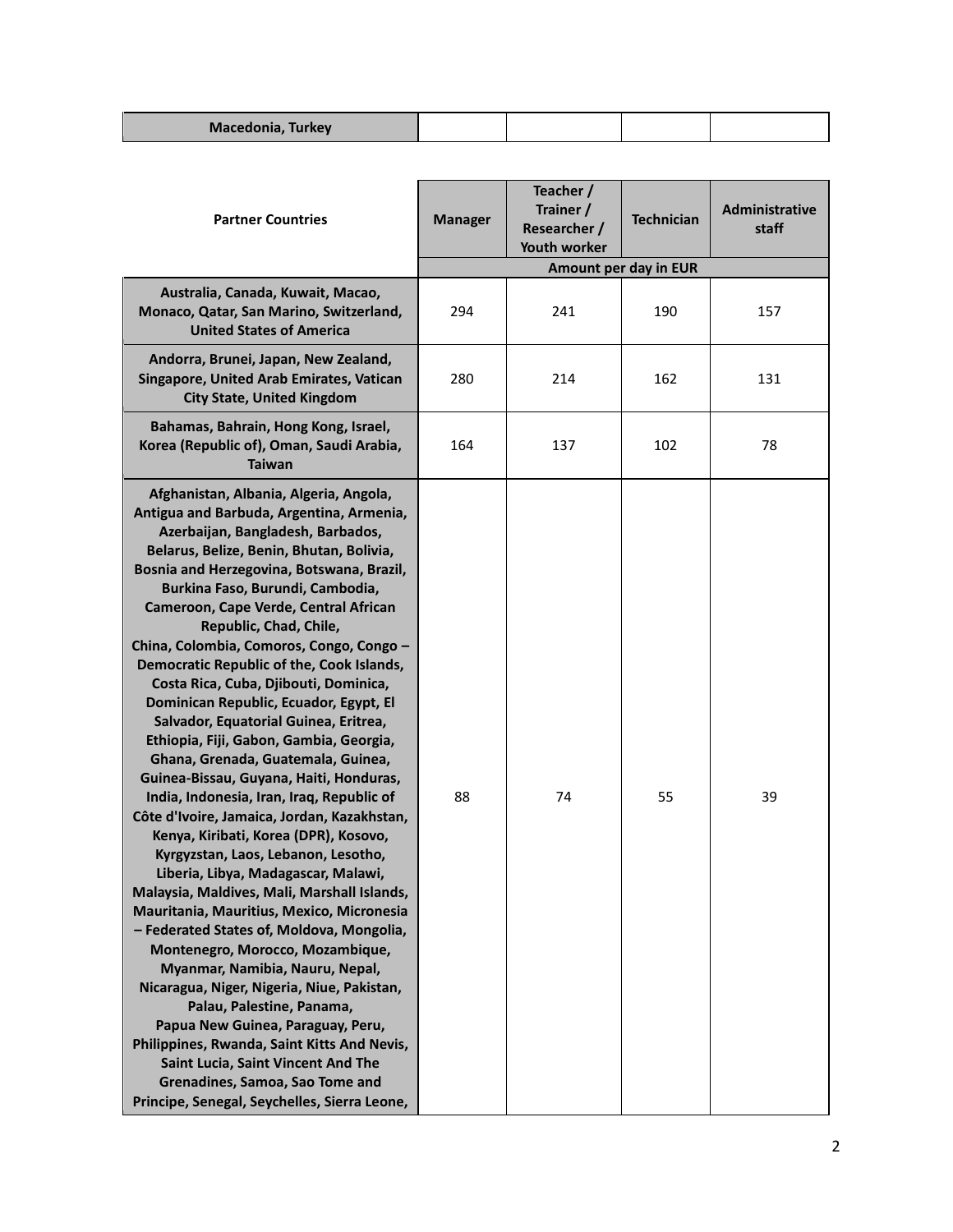| Macedonia, Turkey | | | | |
|---|---|---|---|---|

| Partner Countries | Manager | Teacher / Trainer / Researcher / Youth worker | Technician | Administrative staff |
|---|---|---|---|---|
| | Amount per day in EUR | | | |
| Australia, Canada, Kuwait, Macao, Monaco, Qatar, San Marino, Switzerland, United States of America | 294 | 241 | 190 | 157 |
| Andorra, Brunei, Japan, New Zealand, Singapore, United Arab Emirates, Vatican City State, United Kingdom | 280 | 214 | 162 | 131 |
| Bahamas, Bahrain, Hong Kong, Israel, Korea (Republic of), Oman, Saudi Arabia, Taiwan | 164 | 137 | 102 | 78 |
| Afghanistan, Albania, Algeria, Angola, Antigua and Barbuda, Argentina, Armenia, Azerbaijan, Bangladesh, Barbados, Belarus, Belize, Benin, Bhutan, Bolivia, Bosnia and Herzegovina, Botswana, Brazil, Burkina Faso, Burundi, Cambodia, Cameroon, Cape Verde, Central African Republic, Chad, Chile, China, Colombia, Comoros, Congo, Congo – Democratic Republic of the, Cook Islands, Costa Rica, Cuba, Djibouti, Dominica, Dominican Republic, Ecuador, Egypt, El Salvador, Equatorial Guinea, Eritrea, Ethiopia, Fiji, Gabon, Gambia, Georgia, Ghana, Grenada, Guatemala, Guinea, Guinea-Bissau, Guyana, Haiti, Honduras, India, Indonesia, Iran, Iraq, Republic of Côte d'Ivoire, Jamaica, Jordan, Kazakhstan, Kenya, Kiribati, Korea (DPR), Kosovo, Kyrgyzstan, Laos, Lebanon, Lesotho, Liberia, Libya, Madagascar, Malawi, Malaysia, Maldives, Mali, Marshall Islands, Mauritania, Mauritius, Mexico, Micronesia – Federated States of, Moldova, Mongolia, Montenegro, Morocco, Mozambique, Myanmar, Namibia, Nauru, Nepal, Nicaragua, Niger, Nigeria, Niue, Pakistan, Palau, Palestine, Panama, Papua New Guinea, Paraguay, Peru, Philippines, Rwanda, Saint Kitts And Nevis, Saint Lucia, Saint Vincent And The Grenadines, Samoa, Sao Tome and Principe, Senegal, Seychelles, Sierra Leone, | 88 | 74 | 55 | 39 |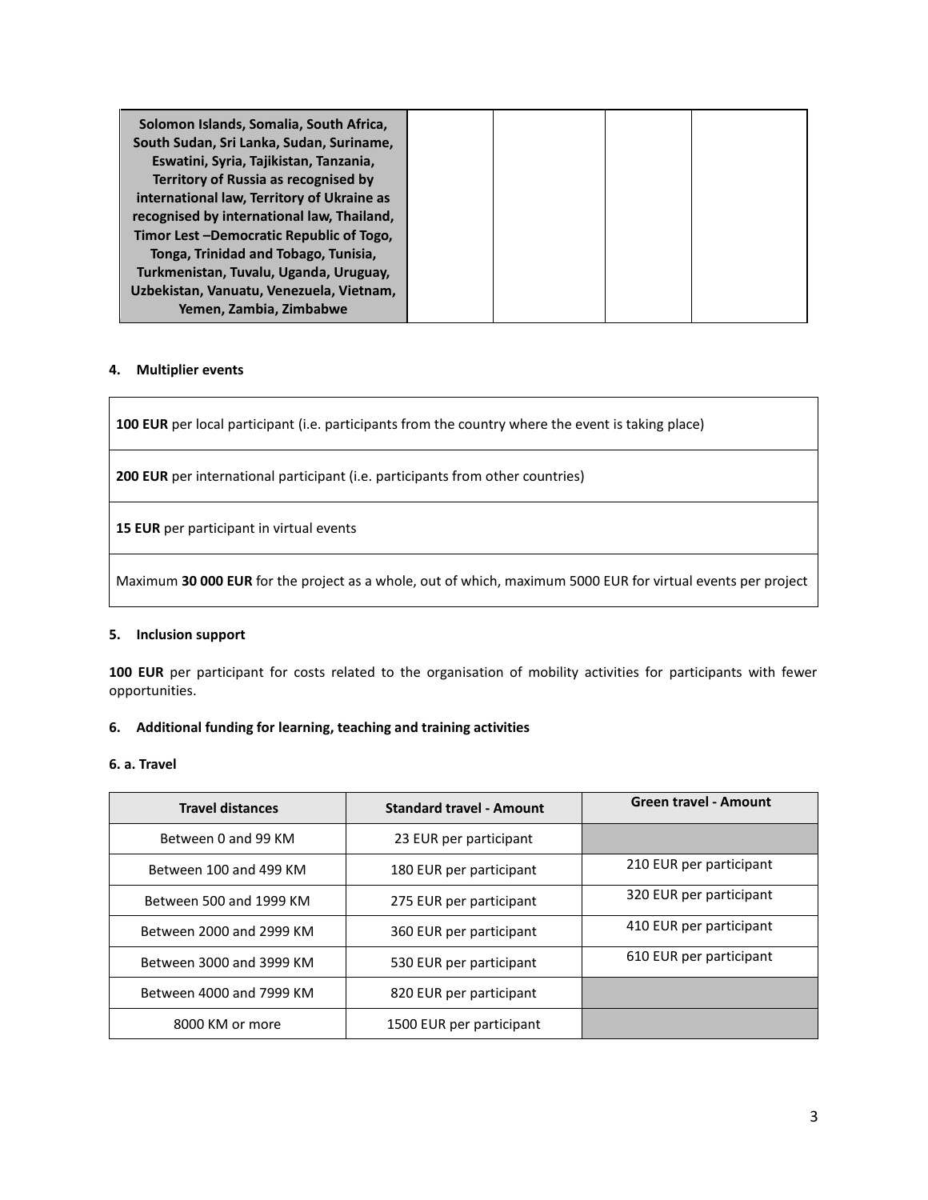| | | | | |
|---|---|---|---|---|
| **Solomon Islands, Somalia, South Africa, South Sudan, Sri Lanka, Sudan, Suriname, Eswatini, Syria, Tajikistan, Tanzania, Territory of Russia as recognised by international law, Territory of Ukraine as recognised by international law, Thailand, Timor Lest –Democratic Republic of Togo, Tonga, Trinidad and Tobago, Tunisia, Turkmenistan, Tuvalu, Uganda, Uruguay, Uzbekistan, Vanuatu, Venezuela, Vietnam, Yemen, Zambia, Zimbabwe** | | | | |

#### 4. Multiplier events

| |
|---|
| **100 EUR** per local participant (i.e. participants from the country where the event is taking place) |
| **200 EUR** per international participant (i.e. participants from other countries) |
| **15 EUR** per participant in virtual events |
| Maximum **30 000 EUR** for the project as a whole, out of which, maximum 5000 EUR for virtual events per project |

#### 5. Inclusion support

**100 EUR** per participant for costs related to the organisation of mobility activities for participants with fewer opportunities.

#### 6. Additional funding for learning, teaching and training activities

**6. a. Travel**

| Travel distances | Standard travel - Amount | Green travel - Amount |
|---|---|---|
| Between 0 and 99 KM | 23 EUR per participant | |
| Between 100 and 499 KM | 180 EUR per participant | 210 EUR per participant |
| Between 500 and 1999 KM | 275 EUR per participant | 320 EUR per participant |
| Between 2000 and 2999 KM | 360 EUR per participant | 410 EUR per participant |
| Between 3000 and 3999 KM | 530 EUR per participant | 610 EUR per participant |
| Between 4000 and 7999 KM | 820 EUR per participant | |
| 8000 KM or more | 1500 EUR per participant | |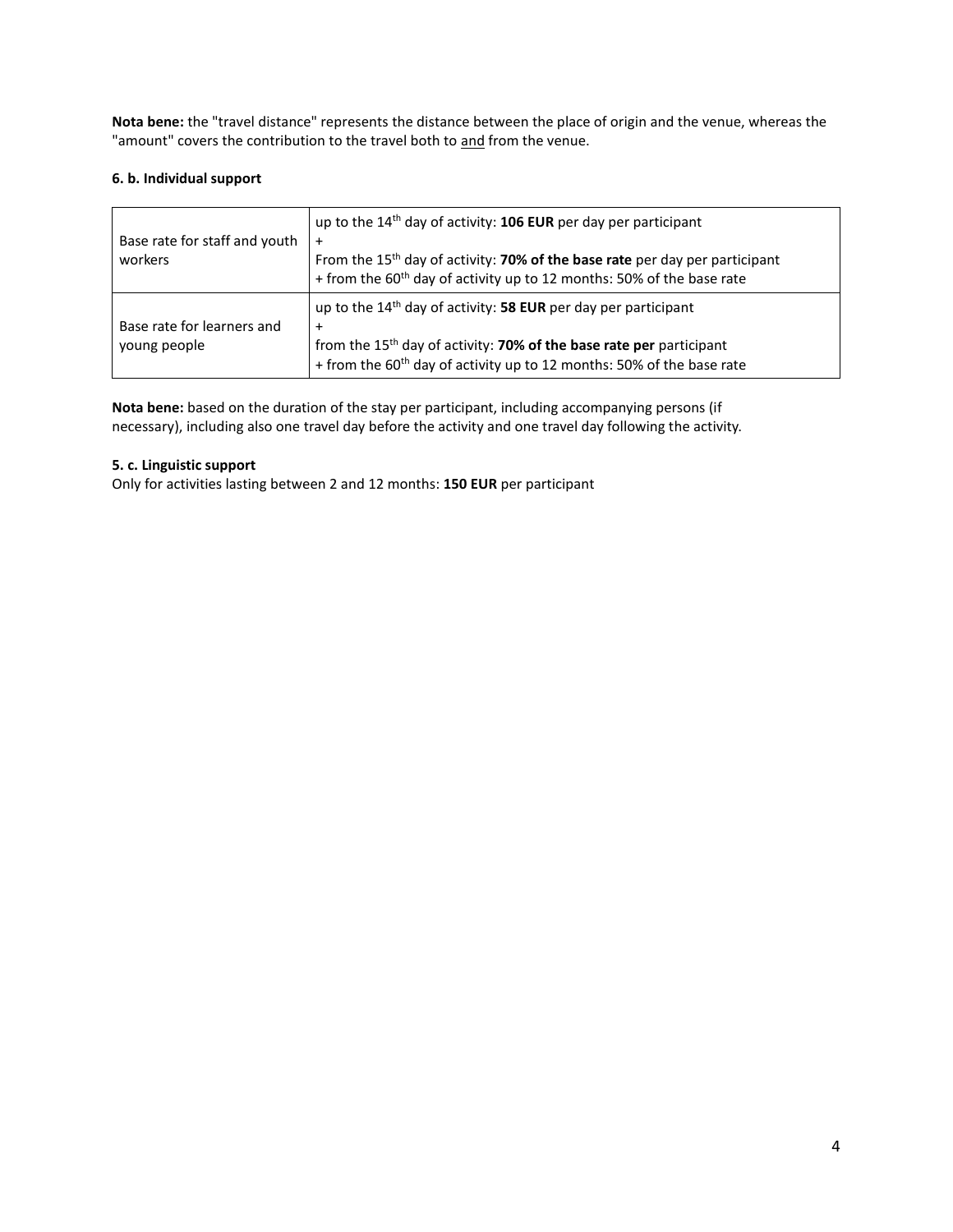**Nota bene:** the "travel distance" represents the distance between the place of origin and the venue, whereas the "amount" covers the contribution to the travel both to and from the venue.

**6. b. Individual support**

| | |
|---|---|
| Base rate for staff and youth workers | up to the 14th day of activity: **106 EUR** per day per participant<br>+<br>From the 15th day of activity: **70% of the base rate** per day per participant<br>+ from the 60th day of activity up to 12 months: 50% of the base rate |
| Base rate for learners and young people | up to the 14th day of activity: **58 EUR** per day per participant<br>+<br>from the 15th day of activity: **70% of the base rate per** participant<br>+ from the 60th day of activity up to 12 months: 50% of the base rate |

**Nota bene:** based on the duration of the stay per participant, including accompanying persons (if necessary), including also one travel day before the activity and one travel day following the activity.

**5. c. Linguistic support**

Only for activities lasting between 2 and 12 months: **150 EUR** per participant